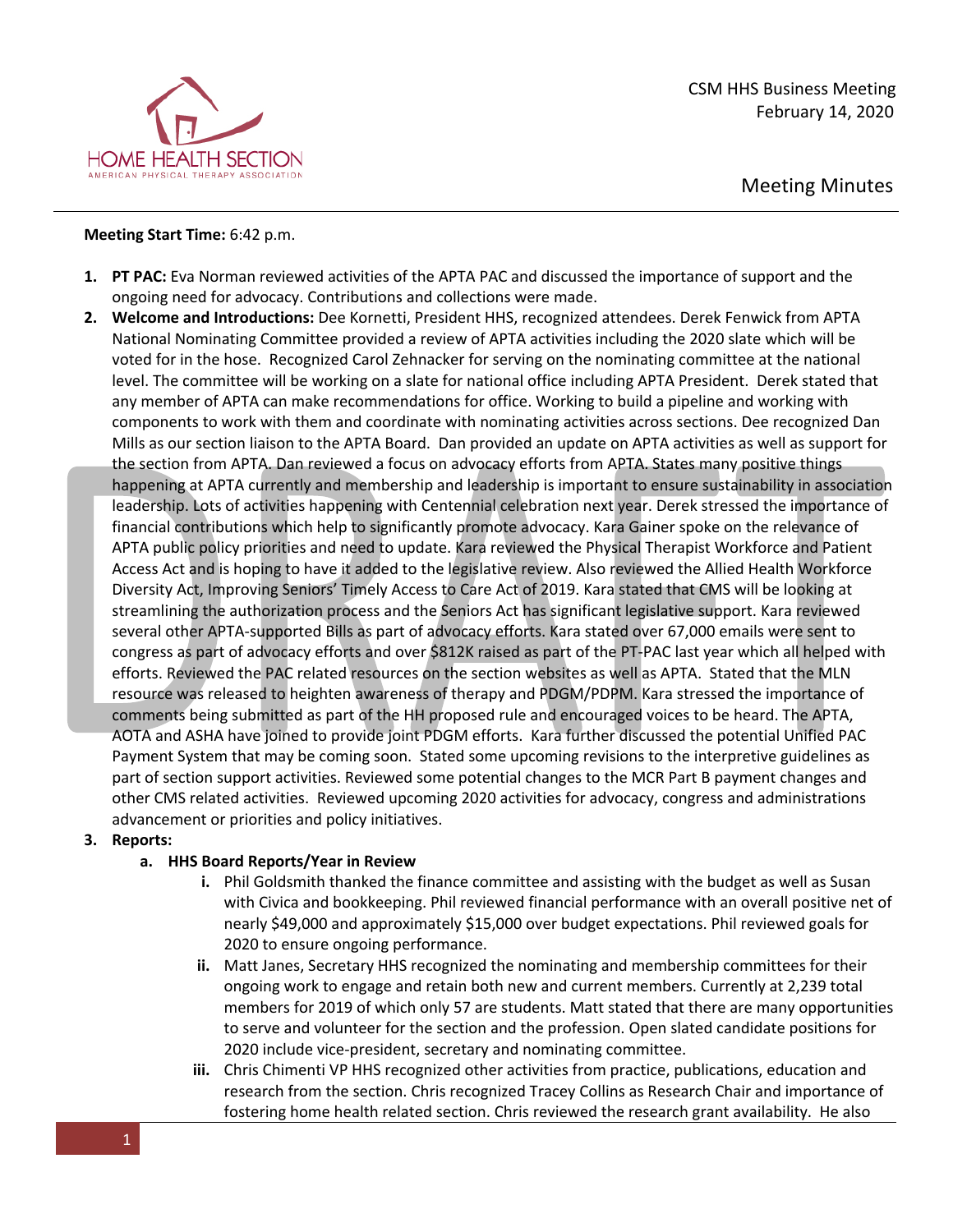CSM HHS Business Meeting
February 14, 2020

# Meeting Minutes

**Meeting Start Time:** 6:42 p.m.

1. **PT PAC:** Eva Norman reviewed activities of the APTA PAC and discussed the importance of support and the ongoing need for advocacy. Contributions and collections were made.
2. **Welcome and Introductions:** Dee Kornetti, President HHS, recognized attendees. Derek Fenwick from APTA National Nominating Committee provided a review of APTA activities including the 2020 slate which will be voted for in the hose. Recognized Carol Zehnacker for serving on the nominating committee at the national level. The committee will be working on a slate for national office including APTA President. Derek stated that any member of APTA can make recommendations for office. Working to build a pipeline and working with components to work with them and coordinate with nominating activities across sections. Dee recognized Dan Mills as our section liaison to the APTA Board. Dan provided an update on APTA activities as well as support for the section from APTA. Dan reviewed a focus on advocacy efforts from APTA. States many positive things happening at APTA currently and membership and leadership is important to ensure sustainability in association leadership. Lots of activities happening with Centennial celebration next year. Derek stressed the importance of financial contributions which help to significantly promote advocacy. Kara Gainer spoke on the relevance of APTA public policy priorities and need to update. Kara reviewed the Physical Therapist Workforce and Patient Access Act and is hoping to have it added to the legislative review. Also reviewed the Allied Health Workforce Diversity Act, Improving Seniors' Timely Access to Care Act of 2019. Kara stated that CMS will be looking at streamlining the authorization process and the Seniors Act has significant legislative support. Kara reviewed several other APTA-supported Bills as part of advocacy efforts. Kara stated over 67,000 emails were sent to congress as part of advocacy efforts and over $812K raised as part of the PT-PAC last year which all helped with efforts. Reviewed the PAC related resources on the section websites as well as APTA. Stated that the MLN resource was released to heighten awareness of therapy and PDGM/PDPM. Kara stressed the importance of comments being submitted as part of the HH proposed rule and encouraged voices to be heard. The APTA, AOTA and ASHA have joined to provide joint PDGM efforts. Kara further discussed the potential Unified PAC Payment System that may be coming soon. Stated some upcoming revisions to the interpretive guidelines as part of section support activities. Reviewed some potential changes to the MCR Part B payment changes and other CMS related activities. Reviewed upcoming 2020 activities for advocacy, congress and administrations advancement or priorities and policy initiatives.
3. **Reports:**
   a. **HHS Board Reports/Year in Review**
      i. Phil Goldsmith thanked the finance committee and assisting with the budget as well as Susan with Civica and bookkeeping. Phil reviewed financial performance with an overall positive net of nearly $49,000 and approximately $15,000 over budget expectations. Phil reviewed goals for 2020 to ensure ongoing performance.
      ii. Matt Janes, Secretary HHS recognized the nominating and membership committees for their ongoing work to engage and retain both new and current members. Currently at 2,239 total members for 2019 of which only 57 are students. Matt stated that there are many opportunities to serve and volunteer for the section and the profession. Open slated candidate positions for 2020 include vice-president, secretary and nominating committee.
      iii. Chris Chimenti VP HHS recognized other activities from practice, publications, education and research from the section. Chris recognized Tracey Collins as Research Chair and importance of fostering home health related section. Chris reviewed the research grant availability. He also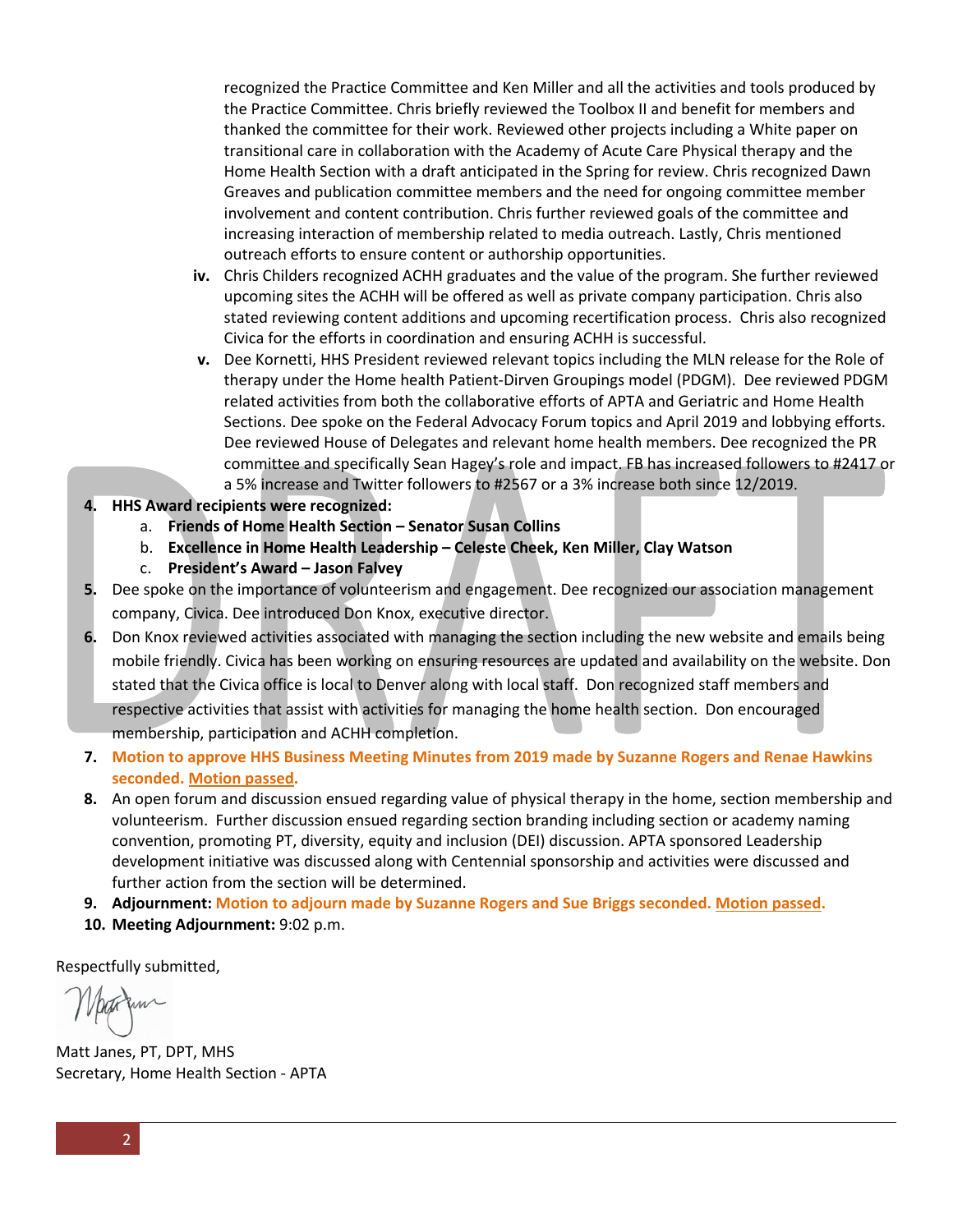recognized the Practice Committee and Ken Miller and all the activities and tools produced by the Practice Committee. Chris briefly reviewed the Toolbox II and benefit for members and thanked the committee for their work. Reviewed other projects including a White paper on transitional care in collaboration with the Academy of Acute Care Physical therapy and the Home Health Section with a draft anticipated in the Spring for review. Chris recognized Dawn Greaves and publication committee members and the need for ongoing committee member involvement and content contribution. Chris further reviewed goals of the committee and increasing interaction of membership related to media outreach. Lastly, Chris mentioned outreach efforts to ensure content or authorship opportunities.

- **iv.** Chris Childers recognized ACHH graduates and the value of the program. She further reviewed upcoming sites the ACHH will be offered as well as private company participation. Chris also stated reviewing content additions and upcoming recertification process. Chris also recognized Civica for the efforts in coordination and ensuring ACHH is successful.
- **v.** Dee Kornetti, HHS President reviewed relevant topics including the MLN release for the Role of therapy under the Home health Patient-Dirven Groupings model (PDGM). Dee reviewed PDGM related activities from both the collaborative efforts of APTA and Geriatric and Home Health Sections. Dee spoke on the Federal Advocacy Forum topics and April 2019 and lobbying efforts. Dee reviewed House of Delegates and relevant home health members. Dee recognized the PR committee and specifically Sean Hagey's role and impact. FB has increased followers to #2417 or a 5% increase and Twitter followers to #2567 or a 3% increase both since 12/2019.

4. **HHS Award recipients were recognized:**
   a. **Friends of Home Health Section – Senator Susan Collins**
   b. **Excellence in Home Health Leadership – Celeste Cheek, Ken Miller, Clay Watson**
   c. **President's Award – Jason Falvey**
5. Dee spoke on the importance of volunteerism and engagement. Dee recognized our association management company, Civica. Dee introduced Don Knox, executive director.
6. Don Knox reviewed activities associated with managing the section including the new website and emails being mobile friendly. Civica has been working on ensuring resources are updated and availability on the website. Don stated that the Civica office is local to Denver along with local staff. Don recognized staff members and respective activities that assist with activities for managing the home health section. Don encouraged membership, participation and ACHH completion.
7. **Motion to approve HHS Business Meeting Minutes from 2019 made by Suzanne Rogers and Renae Hawkins seconded. Motion passed.**
8. An open forum and discussion ensued regarding value of physical therapy in the home, section membership and volunteerism. Further discussion ensued regarding section branding including section or academy naming convention, promoting PT, diversity, equity and inclusion (DEI) discussion. APTA sponsored Leadership development initiative was discussed along with Centennial sponsorship and activities were discussed and further action from the section will be determined.
9. **Adjournment: Motion to adjourn made by Suzanne Rogers and Sue Briggs seconded. Motion passed.**
10. **Meeting Adjournment:** 9:02 p.m.

Respectfully submitted,

Matt Janes, PT, DPT, MHS
Secretary, Home Health Section - APTA